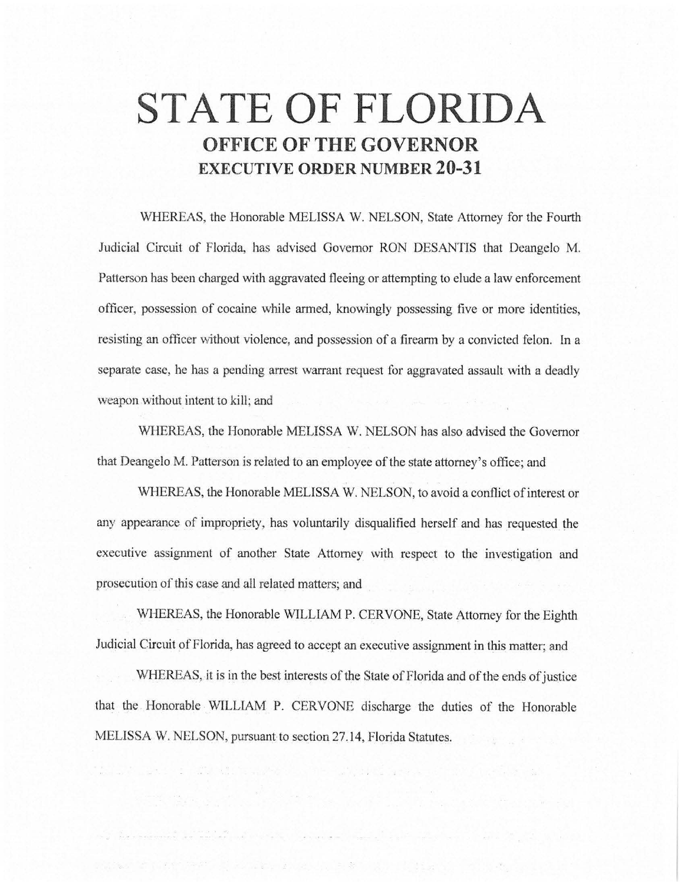# STATE OF FLORIDA

## OFFICE OF THE GOVERNOR

## EXECUTIVE ORDER NUMBER 20-31

WHEREAS, the Honorable MELISSA W. NELSON, State Attorney for the Fourth Judicial Circuit of Florida, has advised Governor RON DESANTIS that Deangelo M. Patterson has been charged with aggravated fleeing or attempting to elude a law enforcement officer, possession of cocaine while armed, knowingly possessing five or more identities, resisting an officer without violence, and possession of a firearm by a convicted felon. In a separate case, he has a pending arrest warrant request for aggravated assault with a deadly weapon without intent to kill; and

WHEREAS, the Honorable MELISSA W. NELSON has also advised the Governor that Deangelo M. Patterson is related to an employee of the state attorney's office; and

WHEREAS, the Honorable MELISSA W. NELSON, to avoid a conflict of interest or any appearance of impropriety, has voluntarily disqualified herself and has requested the executive assignment of another State Attorney with respect to the investigation and prosecution of this case and all related matters; and

WHEREAS, the Honorable WILLIAM P. CERVONE, State Attorney for the Eighth Judicial Circuit of Florida, has agreed to accept an executive assignment in this matter; and

WHEREAS, it is in the best interests of the State of Florida and of the ends of justice that the Honorable WILLIAM P. CERVONE discharge the duties of the Honorable MELISSA W. NELSON, pursuant to section 27.14, Florida Statutes.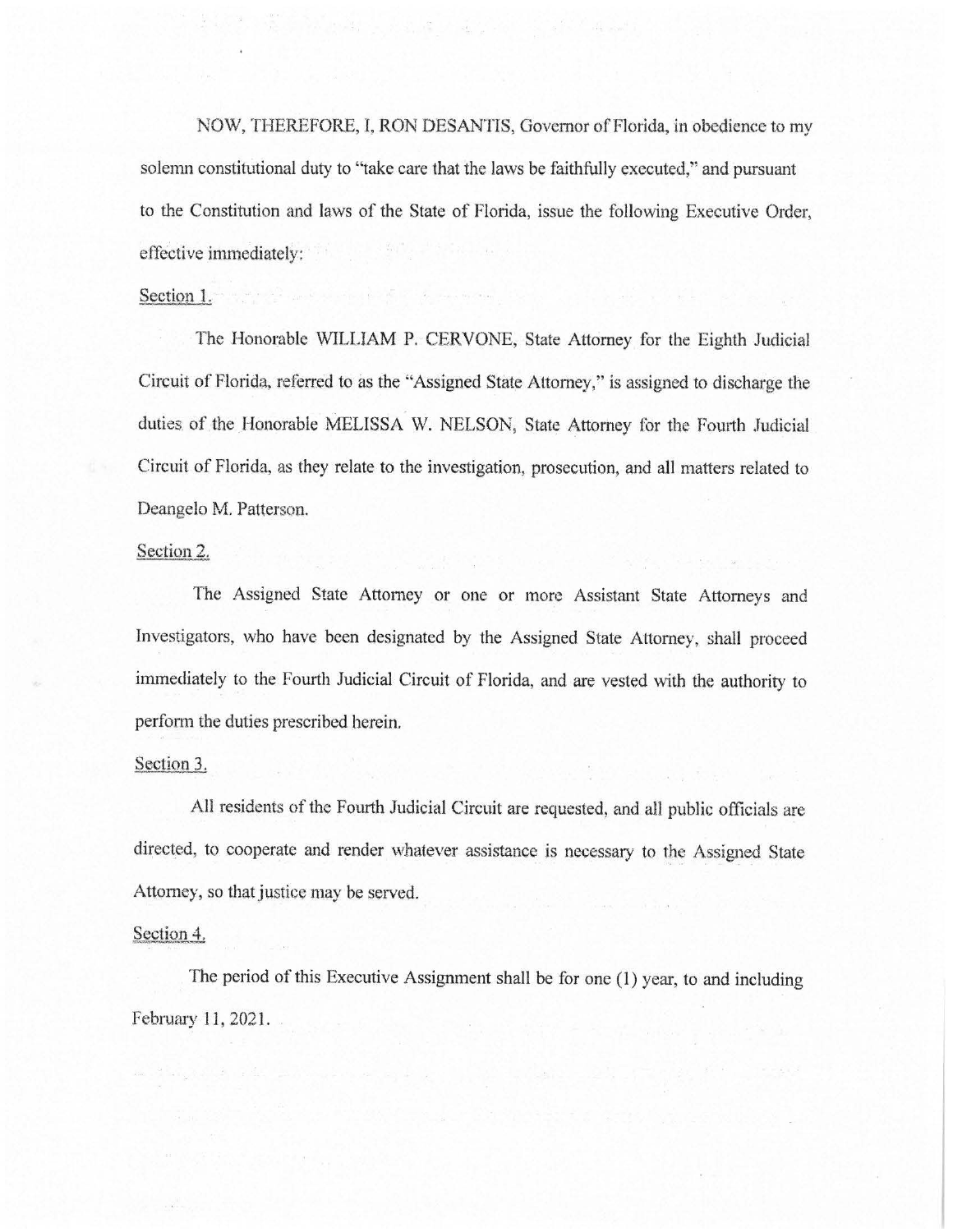NOW, THEREFORE, I, RON DESANTIS, Governor of Florida, in obedience to my solemn constitutional duty to "take care that the laws be faithfully executed," and pursuant to the Constitution and laws of the State of Florida, issue the following Executive Order, effective immediately:

Section 1.

The Honorable WILLIAM P. CERVONE, State Attorney for the Eighth Judicial Circuit of Florida, referred to as the "Assigned State Attorney," is assigned to discharge the duties of the Honorable MELISSA W. NELSON, State Attorney for the Fourth Judicial Circuit of Florida, as they relate to the investigation, prosecution, and all matters related to Deangelo M. Patterson.

Section 2.

The Assigned State Attorney or one or more Assistant State Attorneys and Investigators, who have been designated by the Assigned State Attorney, shall proceed immediately to the Fourth Judicial Circuit of Florida, and are vested with the authority to perform the duties prescribed herein.

Section 3.

All residents of the Fourth Judicial Circuit are requested, and all public officials are directed, to cooperate and render whatever assistance is necessary to the Assigned State Attorney, so that justice may be served.

Section 4.

The period of this Executive Assignment shall be for one (1) year, to and including February 11, 2021.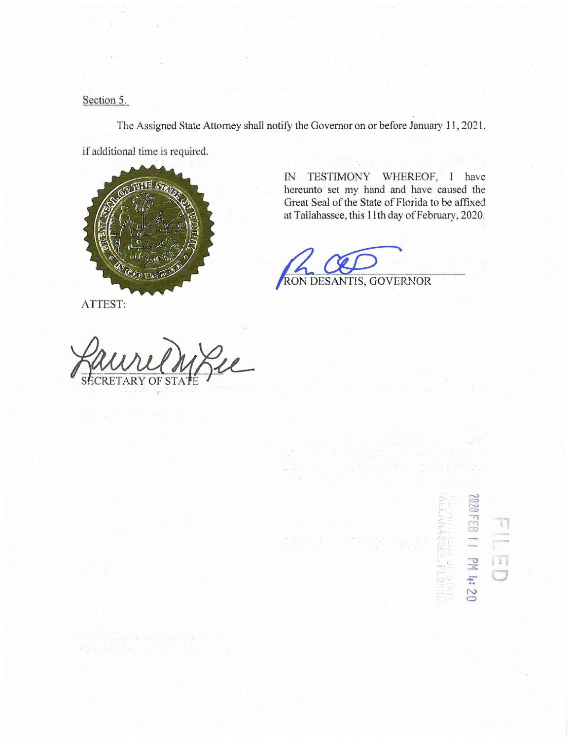Section 5.

The Assigned State Attorney shall notify the Governor on or before January 11, 2021, if additional time is required.

IN TESTIMONY WHEREOF, I have hereunto set my hand and have caused the Great Seal of the State of Florida to be affixed at Tallahassee, this 11th day of February, 2020.

RON DESANTIS, GOVERNOR

ATTEST:

SECRETARY OF STATE

FILED

2020 FEB 11 PM 4:20

DEPARTMENT OF STATE
TALLAHASSEE, FLORIDA